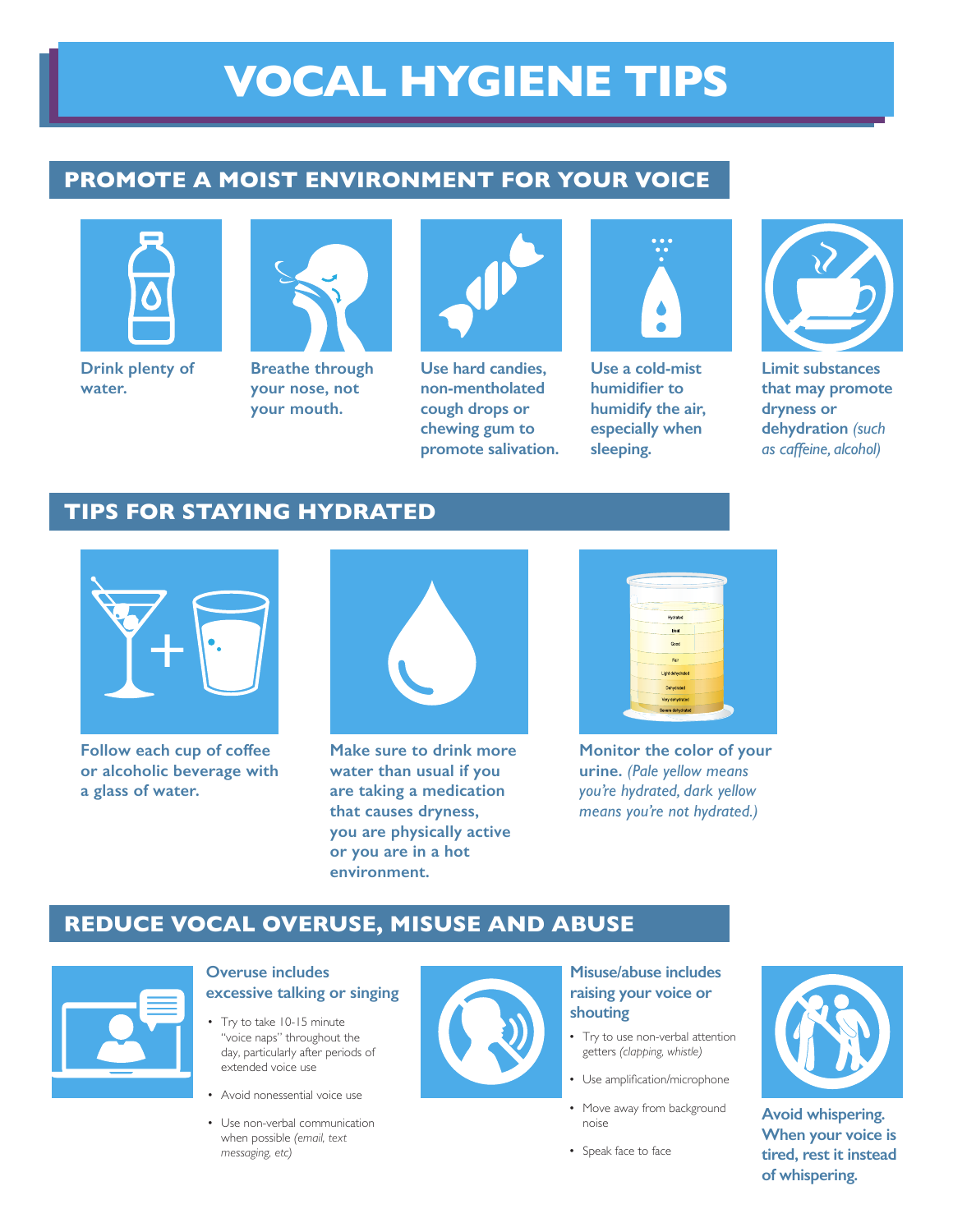# VOCAL HYGIENE TIPS

## PROMOTE A MOIST ENVIRONMENT FOR YOUR VOICE

**Drink plenty of water.**

**Breathe through your nose, not your mouth.**

**Use hard candies, non-mentholated cough drops or chewing gum to promote salivation.**

**Use a cold-mist humidifier to humidify the air, especially when sleeping.**

**Limit substances that may promote dryness or dehydration** *(such as caffeine, alcohol)*

## TIPS FOR STAYING HYDRATED

**Follow each cup of coffee or alcoholic beverage with a glass of water.**

**Make sure to drink more water than usual if you are taking a medication that causes dryness, you are physically active or you are in a hot environment.**

**Monitor the color of your urine.** *(Pale yellow means you're hydrated, dark yellow means you're not hydrated.)*

## REDUCE VOCAL OVERUSE, MISUSE AND ABUSE

### Overuse includes excessive talking or singing

- Try to take 10-15 minute "voice naps" throughout the day, particularly after periods of extended voice use
- Avoid nonessential voice use
- Use non-verbal communication when possible *(email, text messaging, etc)*

### Misuse/abuse includes raising your voice or shouting

- Try to use non-verbal attention getters *(clapping, whistle)*
- Use amplification/microphone
- Move away from background noise
- Speak face to face

**Avoid whispering. When your voice is tired, rest it instead of whispering.**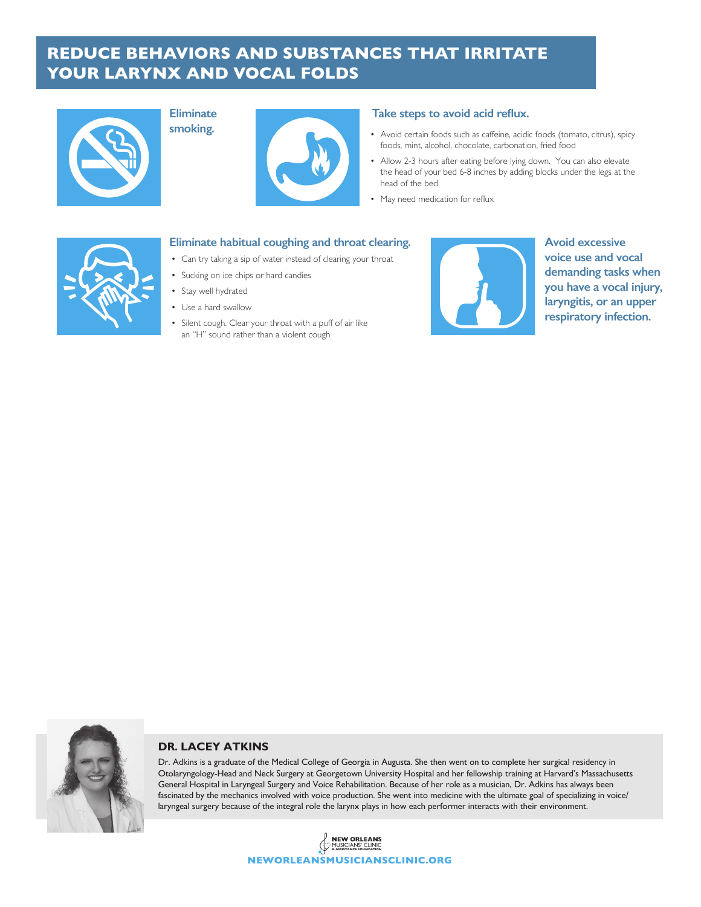## REDUCE BEHAVIORS AND SUBSTANCES THAT IRRITATE YOUR LARYNX AND VOCAL FOLDS

### Eliminate smoking.

### Take steps to avoid acid reflux.

- Avoid certain foods such as caffeine, acidic foods (tomato, citrus), spicy foods, mint, alcohol, chocolate, carbonation, fried food
- Allow 2-3 hours after eating before lying down. You can also elevate the head of your bed 6-8 inches by adding blocks under the legs at the head of the bed
- May need medication for reflux

### Eliminate habitual coughing and throat clearing.

- Can try taking a sip of water instead of clearing your throat
- Sucking on ice chips or hard candies
- Stay well hydrated
- Use a hard swallow
- Silent cough. Clear your throat with a puff of air like an "H" sound rather than a violent cough

### Avoid excessive voice use and vocal demanding tasks when you have a vocal injury, laryngitis, or an upper respiratory infection.

### DR. LACEY ATKINS

Dr. Adkins is a graduate of the Medical College of Georgia in Augusta. She then went on to complete her surgical residency in Otolaryngology-Head and Neck Surgery at Georgetown University Hospital and her fellowship training at Harvard's Massachusetts General Hospital in Laryngeal Surgery and Voice Rehabilitation. Because of her role as a musician, Dr. Adkins has always been fascinated by the mechanics involved with voice production. She went into medicine with the ultimate goal of specializing in voice/laryngeal surgery because of the integral role the larynx plays in how each performer interacts with their environment.

NEW ORLEANS MUSICIANS' CLINIC & ASSISTANCE FOUNDATION

NEWORLEANSMUSICIANSCLINIC.ORG